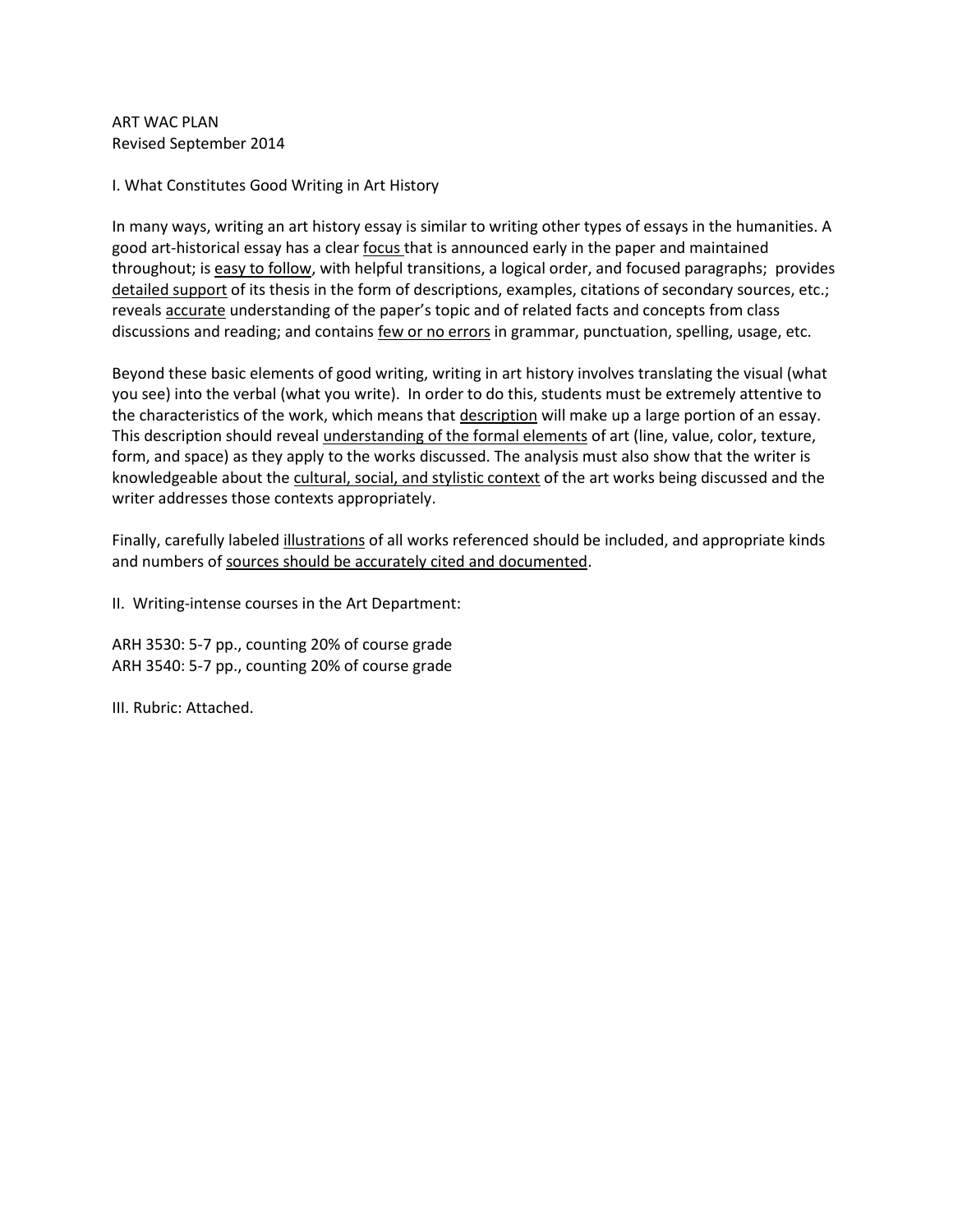ART WAC PLAN
Revised September 2014

## I. What Constitutes Good Writing in Art History

In many ways, writing an art history essay is similar to writing other types of essays in the humanities. A good art-historical essay has a clear <u>focus</u> that is announced early in the paper and maintained throughout; is <u>easy to follow</u>, with helpful transitions, a logical order, and focused paragraphs; provides <u>detailed support</u> of its thesis in the form of descriptions, examples, citations of secondary sources, etc.; reveals <u>accurate</u> understanding of the paper's topic and of related facts and concepts from class discussions and reading; and contains <u>few or no errors</u> in grammar, punctuation, spelling, usage, etc.

Beyond these basic elements of good writing, writing in art history involves translating the visual (what you see) into the verbal (what you write). In order to do this, students must be extremely attentive to the characteristics of the work, which means that <u>description</u> will make up a large portion of an essay. This description should reveal <u>understanding of the formal elements</u> of art (line, value, color, texture, form, and space) as they apply to the works discussed. The analysis must also show that the writer is knowledgeable about the <u>cultural, social, and stylistic context</u> of the art works being discussed and the writer addresses those contexts appropriately.

Finally, carefully labeled <u>illustrations</u> of all works referenced should be included, and appropriate kinds and numbers of <u>sources should be accurately cited and documented</u>.

## II. Writing-intense courses in the Art Department:

ARH 3530: 5-7 pp., counting 20% of course grade
ARH 3540: 5-7 pp., counting 20% of course grade

## III. Rubric: Attached.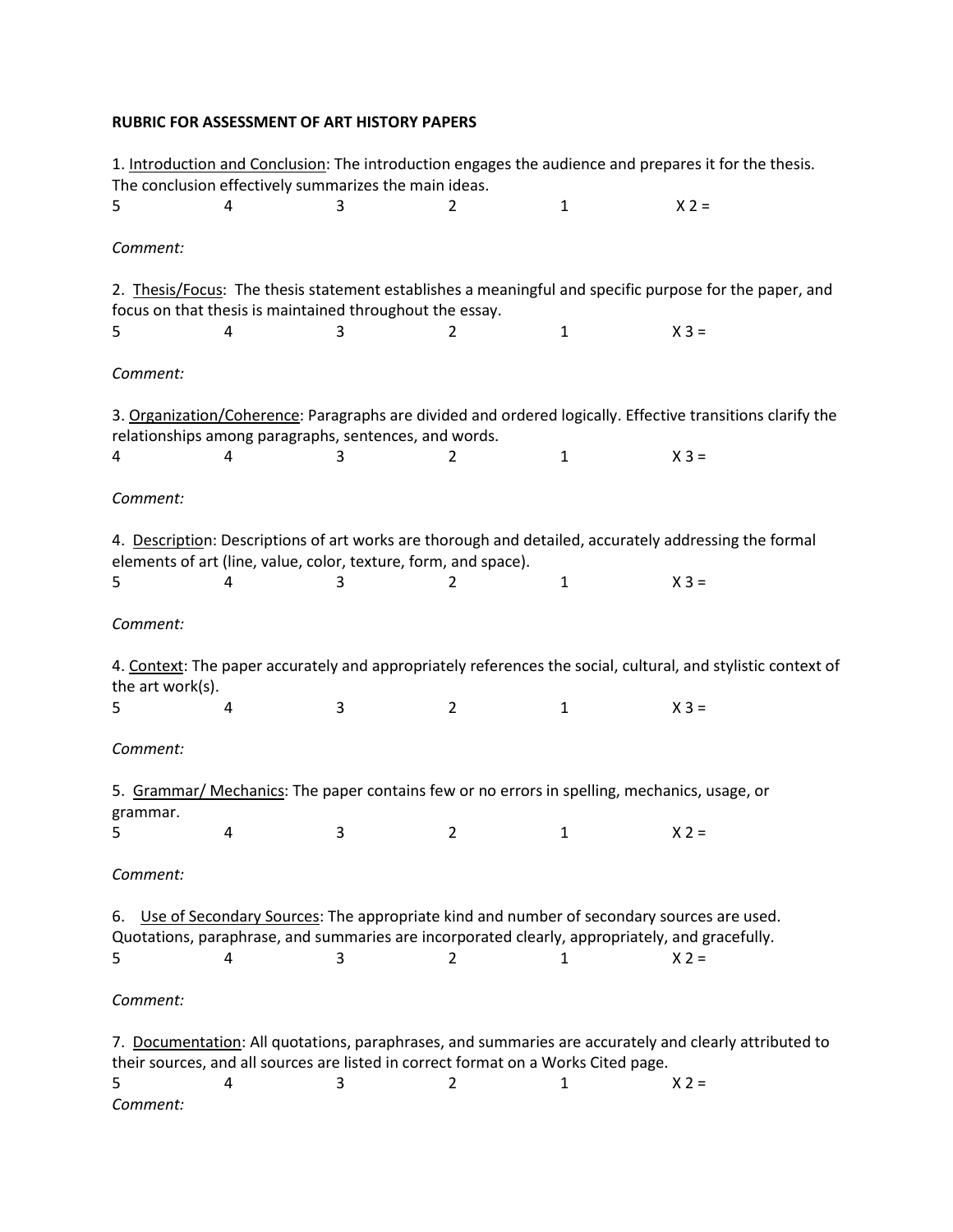**RUBRIC FOR ASSESSMENT OF ART HISTORY PAPERS**

1. Introduction and Conclusion: The introduction engages the audience and prepares it for the thesis. The conclusion effectively summarizes the main ideas.

5 4 3 2 1 X 2 =

*Comment:*

2. Thesis/Focus: The thesis statement establishes a meaningful and specific purpose for the paper, and focus on that thesis is maintained throughout the essay.

5 4 3 2 1 X 3 =

*Comment:*

3. Organization/Coherence: Paragraphs are divided and ordered logically. Effective transitions clarify the relationships among paragraphs, sentences, and words.

4 4 3 2 1 X 3 =

*Comment:*

4. Description: Descriptions of art works are thorough and detailed, accurately addressing the formal elements of art (line, value, color, texture, form, and space).

5 4 3 2 1 X 3 =

*Comment:*

4. Context: The paper accurately and appropriately references the social, cultural, and stylistic context of the art work(s).

5 4 3 2 1 X 3 =

*Comment:*

5. Grammar/ Mechanics: The paper contains few or no errors in spelling, mechanics, usage, or grammar.

5 4 3 2 1 X 2 =

*Comment:*

6. Use of Secondary Sources: The appropriate kind and number of secondary sources are used. Quotations, paraphrase, and summaries are incorporated clearly, appropriately, and gracefully.

5 4 3 2 1 X 2 =

*Comment:*

7. Documentation: All quotations, paraphrases, and summaries are accurately and clearly attributed to their sources, and all sources are listed in correct format on a Works Cited page.

5 4 3 2 1 X 2 =

*Comment:*